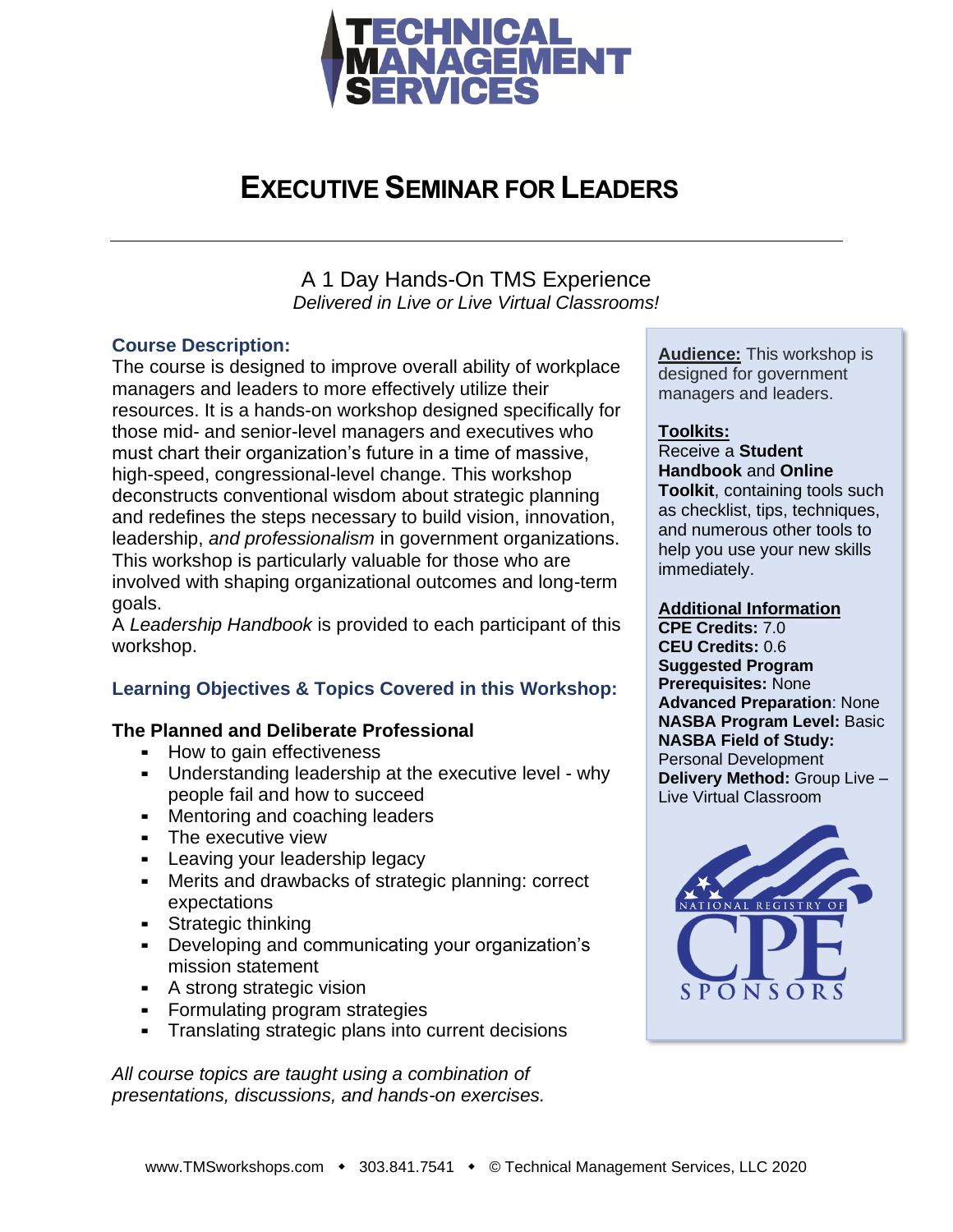# Executive Seminar for Leaders

A 1 Day Hands-On TMS Experience
*Delivered in Live or Live Virtual Classrooms!*

## Course Description:

The course is designed to improve overall ability of workplace managers and leaders to more effectively utilize their resources. It is a hands-on workshop designed specifically for those mid- and senior-level managers and executives who must chart their organization's future in a time of massive, high-speed, congressional-level change. This workshop deconstructs conventional wisdom about strategic planning and redefines the steps necessary to build vision, innovation, leadership, *and professionalism* in government organizations. This workshop is particularly valuable for those who are involved with shaping organizational outcomes and long-term goals.

A *Leadership Handbook* is provided to each participant of this workshop.

## Learning Objectives & Topics Covered in this Workshop:

### The Planned and Deliberate Professional

- How to gain effectiveness
- Understanding leadership at the executive level - why people fail and how to succeed
- Mentoring and coaching leaders
- The executive view
- Leaving your leadership legacy
- Merits and drawbacks of strategic planning: correct expectations
- Strategic thinking
- Developing and communicating your organization's mission statement
- A strong strategic vision
- Formulating program strategies
- Translating strategic plans into current decisions

*All course topics are taught using a combination of presentations, discussions, and hands-on exercises.*

**Audience:** This workshop is designed for government managers and leaders.

**Toolkits:**
Receive a **Student Handbook** and **Online Toolkit**, containing tools such as checklist, tips, techniques, and numerous other tools to help you use your new skills immediately.

**Additional Information**
**CPE Credits:** 7.0
**CEU Credits:** 0.6
**Suggested Program Prerequisites:** None
**Advanced Preparation**: None
**NASBA Program Level:** Basic
**NASBA Field of Study:** Personal Development
**Delivery Method:** Group Live – Live Virtual Classroom

NATIONAL REGISTRY OF CPE SPONSORS

www.TMSworkshops.com • 303.841.7541 • © Technical Management Services, LLC 2020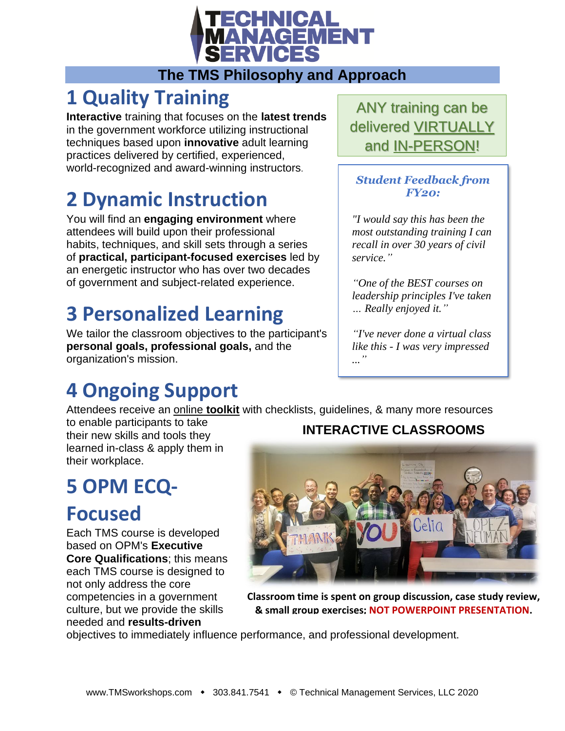# TECHNICAL MANAGEMENT SERVICES

## The TMS Philosophy and Approach

## 1 Quality Training

**Interactive** training that focuses on the **latest trends** in the government workforce utilizing instructional techniques based upon **innovative** adult learning practices delivered by certified, experienced, world-recognized and award-winning instructors.

## 2 Dynamic Instruction

You will find an **engaging environment** where attendees will build upon their professional habits, techniques, and skill sets through a series of **practical, participant-focused exercises** led by an energetic instructor who has over two decades of government and subject-related experience.

## 3 Personalized Learning

We tailor the classroom objectives to the participant's **personal goals, professional goals,** and the organization's mission.

ANY training can be delivered VIRTUALLY and IN-PERSON!

***Student Feedback from FY20:***

*"I would say this has been the most outstanding training I can recall in over 30 years of civil service."*

*"One of the BEST courses on leadership principles I've taken ... Really enjoyed it."*

*"I've never done a virtual class like this - I was very impressed ..."*

## 4 Ongoing Support

Attendees receive an online **toolkit** with checklists, guidelines, & many more resources to enable participants to take their new skills and tools they learned in-class & apply them in their workplace.

## 5 OPM ECQ-Focused

Each TMS course is developed based on OPM's **Executive Core Qualifications**; this means each TMS course is designed to not only address the core competencies in a government culture, but we provide the skills needed and **results-driven** objectives to immediately influence performance, and professional development.

**INTERACTIVE CLASSROOMS**

**Classroom time is spent on group discussion, case study review, & small group exercises; NOT POWERPOINT PRESENTATION.**

www.TMSworkshops.com ◆ 303.841.7541 ◆ © Technical Management Services, LLC 2020